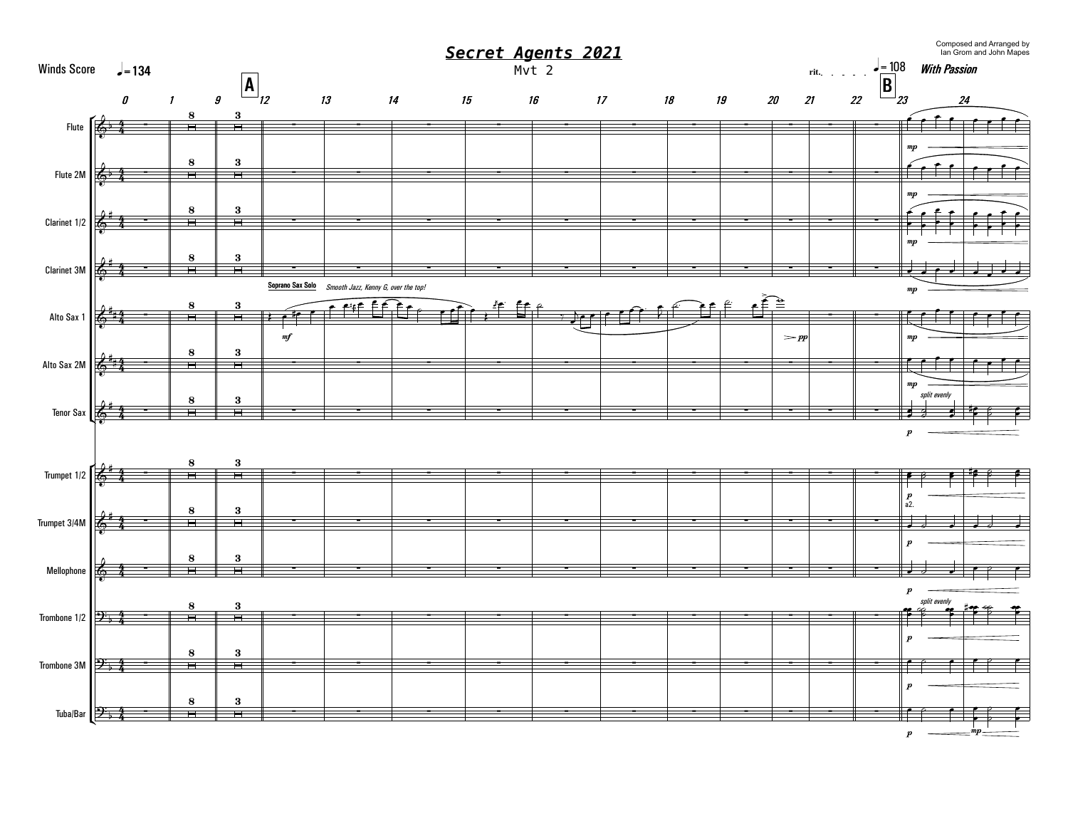# Secret Agents 2021

Mvt 2

Composed and Arranged by Ian Grom and John Mapes

Winds Score

♩= 134

rit. ♩= 108 *With Passion*

**A** **B**

Soprano Sax Solo — *Smooth Jazz, Kenny G, over the top!*

Flute

Flute 2M

Clarinet 1/2

Clarinet 3M

Alto Sax 1

Alto Sax 2M

Tenor Sax

Trumpet 1/2

Trumpet 3/4M

Mellophone

Trombone 1/2

Trombone 3M

Tuba/Bar

*split evenly*

a2.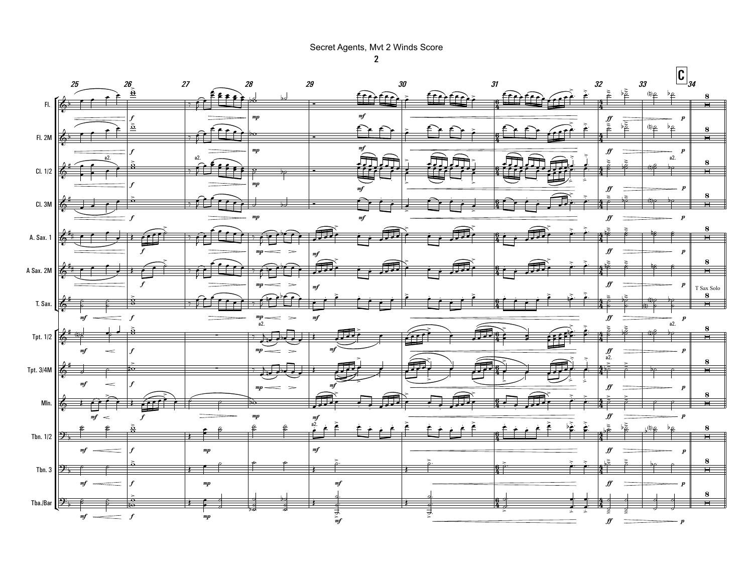# Secret Agents, Mvt 2 Winds Score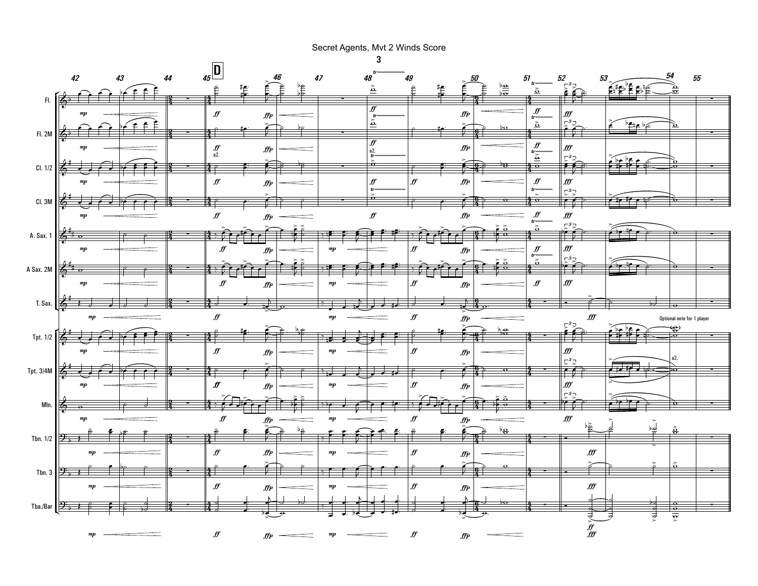# Secret Agents, Mvt 2 Winds Score